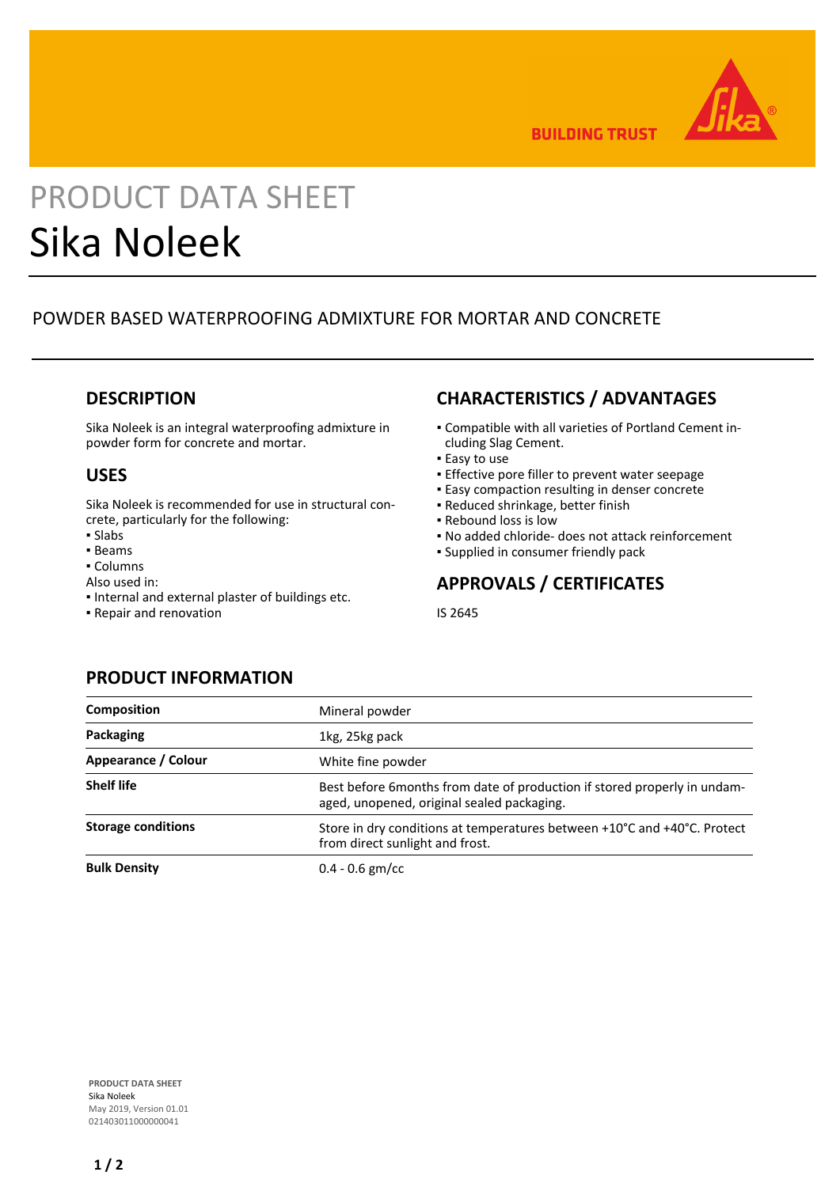# PRODUCT DATA SHEET

# Sika Noleek

POWDER BASED WATERPROOFING ADMIXTURE FOR MORTAR AND CONCRETE

## DESCRIPTION

Sika Noleek is an integral waterproofing admixture in powder form for concrete and mortar.

## USES

Sika Noleek is recommended for use in structural concrete, particularly for the following:

- Slabs
- Beams
- Columns

Also used in:

- Internal and external plaster of buildings etc.
- Repair and renovation

## CHARACTERISTICS / ADVANTAGES

- Compatible with all varieties of Portland Cement including Slag Cement.
- Easy to use
- Effective pore filler to prevent water seepage
- Easy compaction resulting in denser concrete
- Reduced shrinkage, better finish
- Rebound loss is low
- No added chloride- does not attack reinforcement
- Supplied in consumer friendly pack

## APPROVALS / CERTIFICATES

IS 2645

## PRODUCT INFORMATION

| | |
|---|---|
| **Composition** | Mineral powder |
| **Packaging** | 1kg, 25kg pack |
| **Appearance / Colour** | White fine powder |
| **Shelf life** | Best before 6months from date of production if stored properly in undamaged, unopened, original sealed packaging. |
| **Storage conditions** | Store in dry conditions at temperatures between +10°C and +40°C. Protect from direct sunlight and frost. |
| **Bulk Density** | 0.4 - 0.6 gm/cc |

**PRODUCT DATA SHEET**
Sika Noleek
May 2019, Version 01.01
021403011000000041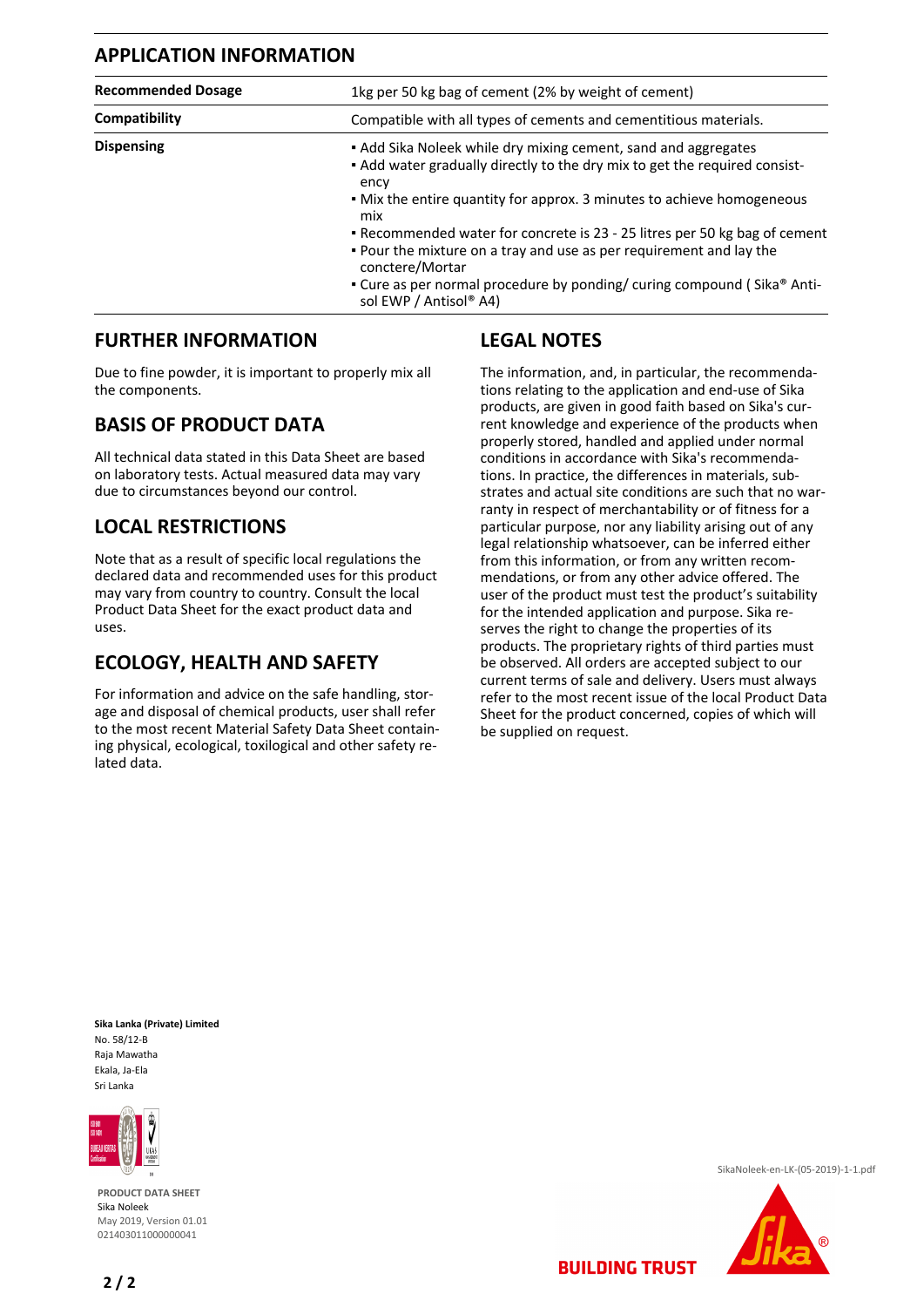## APPLICATION INFORMATION

| | |
|---|---|
| **Recommended Dosage** | 1kg per 50 kg bag of cement (2% by weight of cement) |
| **Compatibility** | Compatible with all types of cements and cementitious materials. |
| **Dispensing** | ▪ Add Sika Noleek while dry mixing cement, sand and aggregates<br>▪ Add water gradually directly to the dry mix to get the required consistency<br>▪ Mix the entire quantity for approx. 3 minutes to achieve homogeneous mix<br>▪ Recommended water for concrete is 23 - 25 litres per 50 kg bag of cement<br>▪ Pour the mixture on a tray and use as per requirement and lay the conctere/Mortar<br>▪ Cure as per normal procedure by ponding/ curing compound ( Sika® Antisol EWP / Antisol® A4) |

## FURTHER INFORMATION

Due to fine powder, it is important to properly mix all the components.

## BASIS OF PRODUCT DATA

All technical data stated in this Data Sheet are based on laboratory tests. Actual measured data may vary due to circumstances beyond our control.

## LOCAL RESTRICTIONS

Note that as a result of specific local regulations the declared data and recommended uses for this product may vary from country to country. Consult the local Product Data Sheet for the exact product data and uses.

## ECOLOGY, HEALTH AND SAFETY

For information and advice on the safe handling, storage and disposal of chemical products, user shall refer to the most recent Material Safety Data Sheet containing physical, ecological, toxilogical and other safety related data.

## LEGAL NOTES

The information, and, in particular, the recommendations relating to the application and end-use of Sika products, are given in good faith based on Sika's current knowledge and experience of the products when properly stored, handled and applied under normal conditions in accordance with Sika's recommendations. In practice, the differences in materials, substrates and actual site conditions are such that no warranty in respect of merchantability or of fitness for a particular purpose, nor any liability arising out of any legal relationship whatsoever, can be inferred either from this information, or from any written recommendations, or from any other advice offered. The user of the product must test the product's suitability for the intended application and purpose. Sika reserves the right to change the properties of its products. The proprietary rights of third parties must be observed. All orders are accepted subject to our current terms of sale and delivery. Users must always refer to the most recent issue of the local Product Data Sheet for the product concerned, copies of which will be supplied on request.

**Sika Lanka (Private) Limited**
No. 58/12-B
Raja Mawatha
Ekala, Ja-Ela
Sri Lanka

**PRODUCT DATA SHEET**
Sika Noleek
May 2019, Version 01.01
021403011000000041

SikaNoleek-en-LK-(05-2019)-1-1.pdf

**BUILDING TRUST**